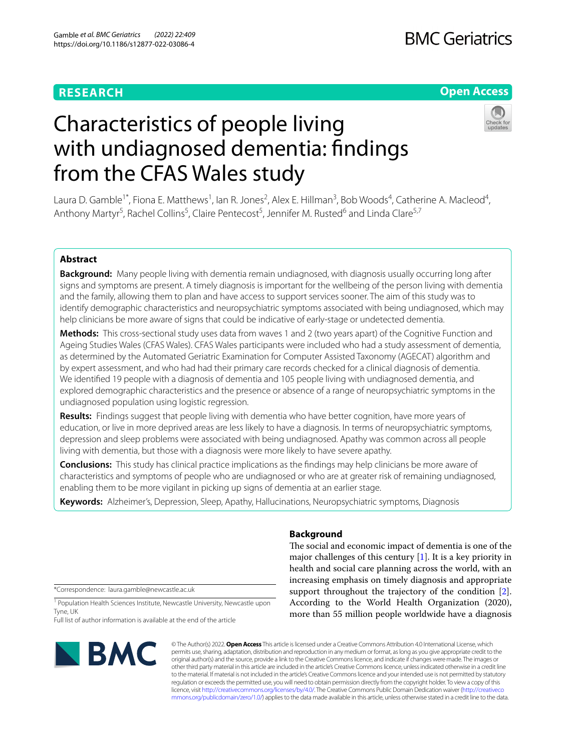RESEARCH

Open Access

# Characteristics of people living with undiagnosed dementia: findings from the CFAS Wales study

Laura D. Gamble[1*], Fiona E. Matthews[1], Ian R. Jones[2], Alex E. Hillman[3], Bob Woods[4], Catherine A. Macleod[4], Anthony Martyr[5], Rachel Collins[5], Claire Pentecost[5], Jennifer M. Rusted[6] and Linda Clare[5,7]

## Abstract

**Background:** Many people living with dementia remain undiagnosed, with diagnosis usually occurring long after signs and symptoms are present. A timely diagnosis is important for the wellbeing of the person living with dementia and the family, allowing them to plan and have access to support services sooner. The aim of this study was to identify demographic characteristics and neuropsychiatric symptoms associated with being undiagnosed, which may help clinicians be more aware of signs that could be indicative of early-stage or undetected dementia.

**Methods:** This cross-sectional study uses data from waves 1 and 2 (two years apart) of the Cognitive Function and Ageing Studies Wales (CFAS Wales). CFAS Wales participants were included who had a study assessment of dementia, as determined by the Automated Geriatric Examination for Computer Assisted Taxonomy (AGECAT) algorithm and by expert assessment, and who had had their primary care records checked for a clinical diagnosis of dementia. We identified 19 people with a diagnosis of dementia and 105 people living with undiagnosed dementia, and explored demographic characteristics and the presence or absence of a range of neuropsychiatric symptoms in the undiagnosed population using logistic regression.

**Results:** Findings suggest that people living with dementia who have better cognition, have more years of education, or live in more deprived areas are less likely to have a diagnosis. In terms of neuropsychiatric symptoms, depression and sleep problems were associated with being undiagnosed. Apathy was common across all people living with dementia, but those with a diagnosis were more likely to have severe apathy.

**Conclusions:** This study has clinical practice implications as the findings may help clinicians be more aware of characteristics and symptoms of people who are undiagnosed or who are at greater risk of remaining undiagnosed, enabling them to be more vigilant in picking up signs of dementia at an earlier stage.

**Keywords:** Alzheimer's, Depression, Sleep, Apathy, Hallucinations, Neuropsychiatric symptoms, Diagnosis

## Background

The social and economic impact of dementia is one of the major challenges of this century [1]. It is a key priority in health and social care planning across the world, with an increasing emphasis on timely diagnosis and appropriate support throughout the trajectory of the condition [2]. According to the World Health Organization (2020), more than 55 million people worldwide have a diagnosis

*Correspondence: laura.gamble@newcastle.ac.uk

[1] Population Health Sciences Institute, Newcastle University, Newcastle upon Tyne, UK

Full list of author information is available at the end of the article

© The Author(s) 2022. **Open Access** This article is licensed under a Creative Commons Attribution 4.0 International License, which permits use, sharing, adaptation, distribution and reproduction in any medium or format, as long as you give appropriate credit to the original author(s) and the source, provide a link to the Creative Commons licence, and indicate if changes were made. The images or other third party material in this article are included in the article's Creative Commons licence, unless indicated otherwise in a credit line to the material. If material is not included in the article's Creative Commons licence and your intended use is not permitted by statutory regulation or exceeds the permitted use, you will need to obtain permission directly from the copyright holder. To view a copy of this licence, visit http://creativecommons.org/licenses/by/4.0/. The Creative Commons Public Domain Dedication waiver (http://creativecommons.org/publicdomain/zero/1.0/) applies to the data made available in this article, unless otherwise stated in a credit line to the data.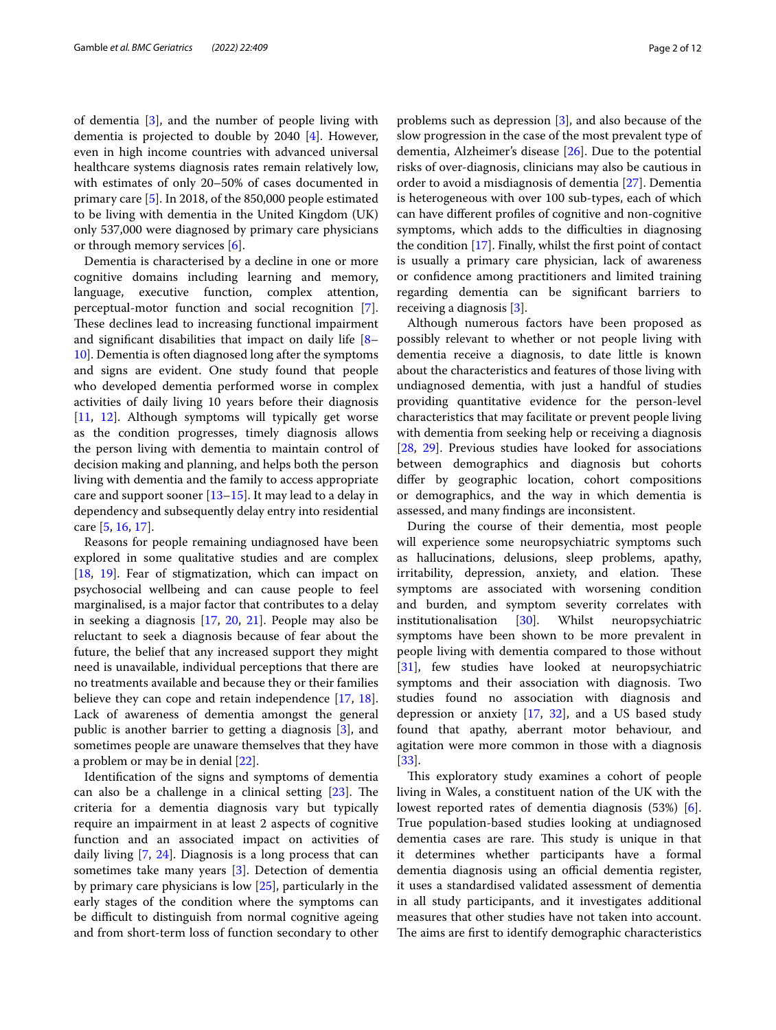of dementia [3], and the number of people living with dementia is projected to double by 2040 [4]. However, even in high income countries with advanced universal healthcare systems diagnosis rates remain relatively low, with estimates of only 20–50% of cases documented in primary care [5]. In 2018, of the 850,000 people estimated to be living with dementia in the United Kingdom (UK) only 537,000 were diagnosed by primary care physicians or through memory services [6].

Dementia is characterised by a decline in one or more cognitive domains including learning and memory, language, executive function, complex attention, perceptual-motor function and social recognition [7]. These declines lead to increasing functional impairment and significant disabilities that impact on daily life [8–10]. Dementia is often diagnosed long after the symptoms and signs are evident. One study found that people who developed dementia performed worse in complex activities of daily living 10 years before their diagnosis [11, 12]. Although symptoms will typically get worse as the condition progresses, timely diagnosis allows the person living with dementia to maintain control of decision making and planning, and helps both the person living with dementia and the family to access appropriate care and support sooner [13–15]. It may lead to a delay in dependency and subsequently delay entry into residential care [5, 16, 17].

Reasons for people remaining undiagnosed have been explored in some qualitative studies and are complex [18, 19]. Fear of stigmatization, which can impact on psychosocial wellbeing and can cause people to feel marginalised, is a major factor that contributes to a delay in seeking a diagnosis [17, 20, 21]. People may also be reluctant to seek a diagnosis because of fear about the future, the belief that any increased support they might need is unavailable, individual perceptions that there are no treatments available and because they or their families believe they can cope and retain independence [17, 18]. Lack of awareness of dementia amongst the general public is another barrier to getting a diagnosis [3], and sometimes people are unaware themselves that they have a problem or may be in denial [22].

Identification of the signs and symptoms of dementia can also be a challenge in a clinical setting [23]. The criteria for a dementia diagnosis vary but typically require an impairment in at least 2 aspects of cognitive function and an associated impact on activities of daily living [7, 24]. Diagnosis is a long process that can sometimes take many years [3]. Detection of dementia by primary care physicians is low [25], particularly in the early stages of the condition where the symptoms can be difficult to distinguish from normal cognitive ageing and from short-term loss of function secondary to other problems such as depression [3], and also because of the slow progression in the case of the most prevalent type of dementia, Alzheimer's disease [26]. Due to the potential risks of over-diagnosis, clinicians may also be cautious in order to avoid a misdiagnosis of dementia [27]. Dementia is heterogeneous with over 100 sub-types, each of which can have different profiles of cognitive and non-cognitive symptoms, which adds to the difficulties in diagnosing the condition [17]. Finally, whilst the first point of contact is usually a primary care physician, lack of awareness or confidence among practitioners and limited training regarding dementia can be significant barriers to receiving a diagnosis [3].

Although numerous factors have been proposed as possibly relevant to whether or not people living with dementia receive a diagnosis, to date little is known about the characteristics and features of those living with undiagnosed dementia, with just a handful of studies providing quantitative evidence for the person-level characteristics that may facilitate or prevent people living with dementia from seeking help or receiving a diagnosis [28, 29]. Previous studies have looked for associations between demographics and diagnosis but cohorts differ by geographic location, cohort compositions or demographics, and the way in which dementia is assessed, and many findings are inconsistent.

During the course of their dementia, most people will experience some neuropsychiatric symptoms such as hallucinations, delusions, sleep problems, apathy, irritability, depression, anxiety, and elation. These symptoms are associated with worsening condition and burden, and symptom severity correlates with institutionalisation [30]. Whilst neuropsychiatric symptoms have been shown to be more prevalent in people living with dementia compared to those without [31], few studies have looked at neuropsychiatric symptoms and their association with diagnosis. Two studies found no association with diagnosis and depression or anxiety [17, 32], and a US based study found that apathy, aberrant motor behaviour, and agitation were more common in those with a diagnosis [33].

This exploratory study examines a cohort of people living in Wales, a constituent nation of the UK with the lowest reported rates of dementia diagnosis (53%) [6]. True population-based studies looking at undiagnosed dementia cases are rare. This study is unique in that it determines whether participants have a formal dementia diagnosis using an official dementia register, it uses a standardised validated assessment of dementia in all study participants, and it investigates additional measures that other studies have not taken into account. The aims are first to identify demographic characteristics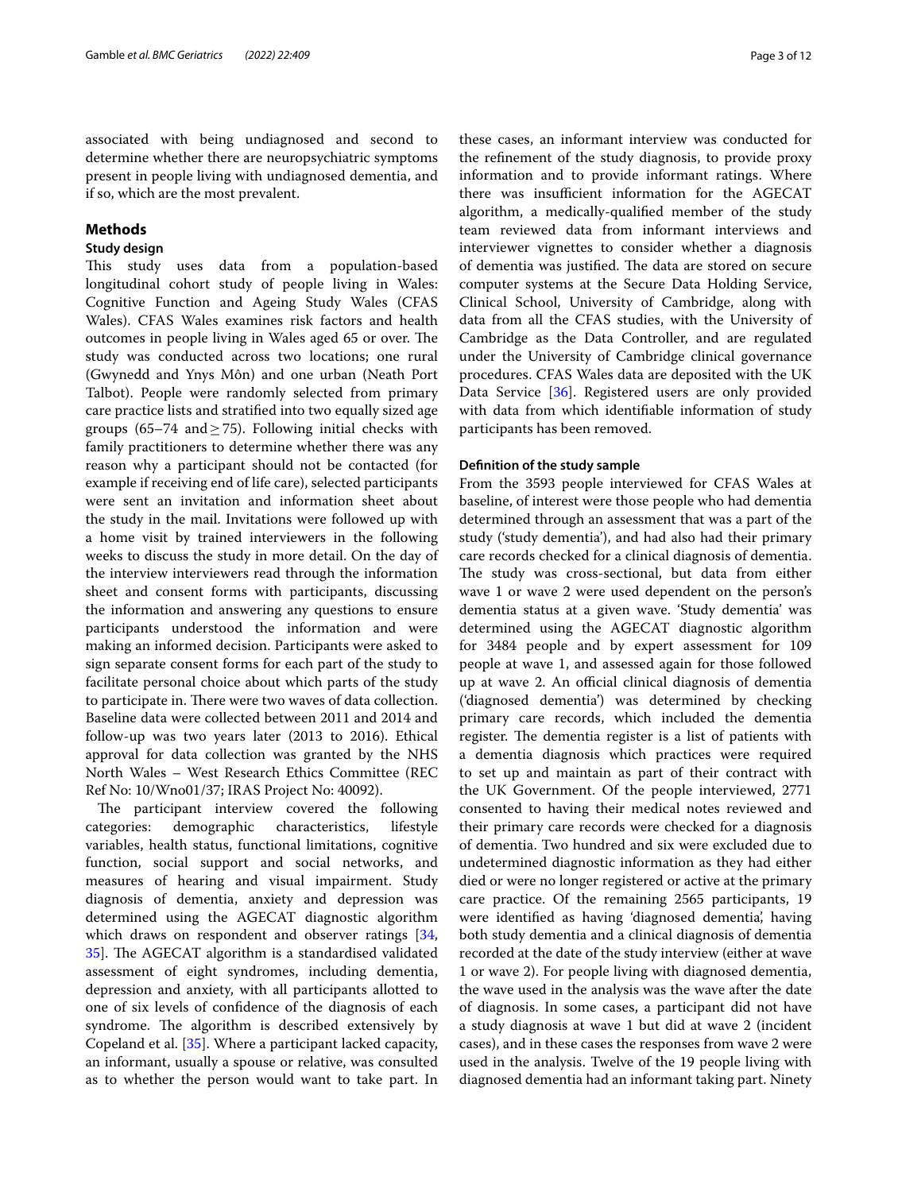associated with being undiagnosed and second to determine whether there are neuropsychiatric symptoms present in people living with undiagnosed dementia, and if so, which are the most prevalent.

## Methods

### Study design

This study uses data from a population-based longitudinal cohort study of people living in Wales: Cognitive Function and Ageing Study Wales (CFAS Wales). CFAS Wales examines risk factors and health outcomes in people living in Wales aged 65 or over. The study was conducted across two locations; one rural (Gwynedd and Ynys Môn) and one urban (Neath Port Talbot). People were randomly selected from primary care practice lists and stratified into two equally sized age groups (65–74 and ≥ 75). Following initial checks with family practitioners to determine whether there was any reason why a participant should not be contacted (for example if receiving end of life care), selected participants were sent an invitation and information sheet about the study in the mail. Invitations were followed up with a home visit by trained interviewers in the following weeks to discuss the study in more detail. On the day of the interview interviewers read through the information sheet and consent forms with participants, discussing the information and answering any questions to ensure participants understood the information and were making an informed decision. Participants were asked to sign separate consent forms for each part of the study to facilitate personal choice about which parts of the study to participate in. There were two waves of data collection. Baseline data were collected between 2011 and 2014 and follow-up was two years later (2013 to 2016). Ethical approval for data collection was granted by the NHS North Wales – West Research Ethics Committee (REC Ref No: 10/Wno01/37; IRAS Project No: 40092).

The participant interview covered the following categories: demographic characteristics, lifestyle variables, health status, functional limitations, cognitive function, social support and social networks, and measures of hearing and visual impairment. Study diagnosis of dementia, anxiety and depression was determined using the AGECAT diagnostic algorithm which draws on respondent and observer ratings [34, 35]. The AGECAT algorithm is a standardised validated assessment of eight syndromes, including dementia, depression and anxiety, with all participants allotted to one of six levels of confidence of the diagnosis of each syndrome. The algorithm is described extensively by Copeland et al. [35]. Where a participant lacked capacity, an informant, usually a spouse or relative, was consulted as to whether the person would want to take part. In these cases, an informant interview was conducted for the refinement of the study diagnosis, to provide proxy information and to provide informant ratings. Where there was insufficient information for the AGECAT algorithm, a medically-qualified member of the study team reviewed data from informant interviews and interviewer vignettes to consider whether a diagnosis of dementia was justified. The data are stored on secure computer systems at the Secure Data Holding Service, Clinical School, University of Cambridge, along with data from all the CFAS studies, with the University of Cambridge as the Data Controller, and are regulated under the University of Cambridge clinical governance procedures. CFAS Wales data are deposited with the UK Data Service [36]. Registered users are only provided with data from which identifiable information of study participants has been removed.

### Definition of the study sample

From the 3593 people interviewed for CFAS Wales at baseline, of interest were those people who had dementia determined through an assessment that was a part of the study ('study dementia'), and had also had their primary care records checked for a clinical diagnosis of dementia. The study was cross-sectional, but data from either wave 1 or wave 2 were used dependent on the person's dementia status at a given wave. 'Study dementia' was determined using the AGECAT diagnostic algorithm for 3484 people and by expert assessment for 109 people at wave 1, and assessed again for those followed up at wave 2. An official clinical diagnosis of dementia ('diagnosed dementia') was determined by checking primary care records, which included the dementia register. The dementia register is a list of patients with a dementia diagnosis which practices were required to set up and maintain as part of their contract with the UK Government. Of the people interviewed, 2771 consented to having their medical notes reviewed and their primary care records were checked for a diagnosis of dementia. Two hundred and six were excluded due to undetermined diagnostic information as they had either died or were no longer registered or active at the primary care practice. Of the remaining 2565 participants, 19 were identified as having 'diagnosed dementia', having both study dementia and a clinical diagnosis of dementia recorded at the date of the study interview (either at wave 1 or wave 2). For people living with diagnosed dementia, the wave used in the analysis was the wave after the date of diagnosis. In some cases, a participant did not have a study diagnosis at wave 1 but did at wave 2 (incident cases), and in these cases the responses from wave 2 were used in the analysis. Twelve of the 19 people living with diagnosed dementia had an informant taking part. Ninety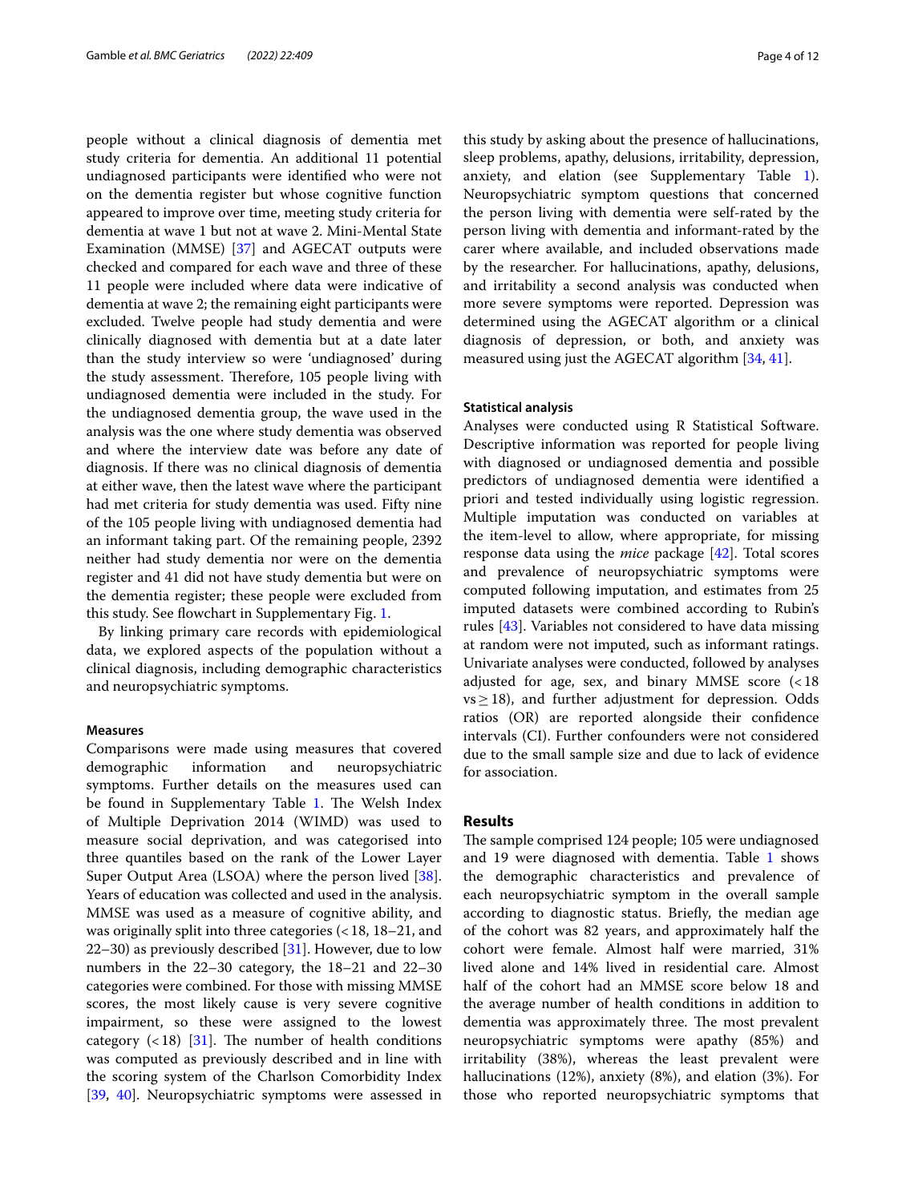people without a clinical diagnosis of dementia met study criteria for dementia. An additional 11 potential undiagnosed participants were identified who were not on the dementia register but whose cognitive function appeared to improve over time, meeting study criteria for dementia at wave 1 but not at wave 2. Mini-Mental State Examination (MMSE) [37] and AGECAT outputs were checked and compared for each wave and three of these 11 people were included where data were indicative of dementia at wave 2; the remaining eight participants were excluded. Twelve people had study dementia and were clinically diagnosed with dementia but at a date later than the study interview so were 'undiagnosed' during the study assessment. Therefore, 105 people living with undiagnosed dementia were included in the study. For the undiagnosed dementia group, the wave used in the analysis was the one where study dementia was observed and where the interview date was before any date of diagnosis. If there was no clinical diagnosis of dementia at either wave, then the latest wave where the participant had met criteria for study dementia was used. Fifty nine of the 105 people living with undiagnosed dementia had an informant taking part. Of the remaining people, 2392 neither had study dementia nor were on the dementia register and 41 did not have study dementia but were on the dementia register; these people were excluded from this study. See flowchart in Supplementary Fig. 1.

By linking primary care records with epidemiological data, we explored aspects of the population without a clinical diagnosis, including demographic characteristics and neuropsychiatric symptoms.

### Measures

Comparisons were made using measures that covered demographic information and neuropsychiatric symptoms. Further details on the measures used can be found in Supplementary Table 1. The Welsh Index of Multiple Deprivation 2014 (WIMD) was used to measure social deprivation, and was categorised into three quantiles based on the rank of the Lower Layer Super Output Area (LSOA) where the person lived [38]. Years of education was collected and used in the analysis. MMSE was used as a measure of cognitive ability, and was originally split into three categories (<18, 18–21, and 22–30) as previously described [31]. However, due to low numbers in the 22–30 category, the 18–21 and 22–30 categories were combined. For those with missing MMSE scores, the most likely cause is very severe cognitive impairment, so these were assigned to the lowest category (<18) [31]. The number of health conditions was computed as previously described and in line with the scoring system of the Charlson Comorbidity Index [39, 40]. Neuropsychiatric symptoms were assessed in this study by asking about the presence of hallucinations, sleep problems, apathy, delusions, irritability, depression, anxiety, and elation (see Supplementary Table 1). Neuropsychiatric symptom questions that concerned the person living with dementia were self-rated by the person living with dementia and informant-rated by the carer where available, and included observations made by the researcher. For hallucinations, apathy, delusions, and irritability a second analysis was conducted when more severe symptoms were reported. Depression was determined using the AGECAT algorithm or a clinical diagnosis of depression, or both, and anxiety was measured using just the AGECAT algorithm [34, 41].

### Statistical analysis

Analyses were conducted using R Statistical Software. Descriptive information was reported for people living with diagnosed or undiagnosed dementia and possible predictors of undiagnosed dementia were identified a priori and tested individually using logistic regression. Multiple imputation was conducted on variables at the item-level to allow, where appropriate, for missing response data using the *mice* package [42]. Total scores and prevalence of neuropsychiatric symptoms were computed following imputation, and estimates from 25 imputed datasets were combined according to Rubin's rules [43]. Variables not considered to have data missing at random were not imputed, such as informant ratings. Univariate analyses were conducted, followed by analyses adjusted for age, sex, and binary MMSE score (<18 vs ≥ 18), and further adjustment for depression. Odds ratios (OR) are reported alongside their confidence intervals (CI). Further confounders were not considered due to the small sample size and due to lack of evidence for association.

## Results

The sample comprised 124 people; 105 were undiagnosed and 19 were diagnosed with dementia. Table 1 shows the demographic characteristics and prevalence of each neuropsychiatric symptom in the overall sample according to diagnostic status. Briefly, the median age of the cohort was 82 years, and approximately half the cohort were female. Almost half were married, 31% lived alone and 14% lived in residential care. Almost half of the cohort had an MMSE score below 18 and the average number of health conditions in addition to dementia was approximately three. The most prevalent neuropsychiatric symptoms were apathy (85%) and irritability (38%), whereas the least prevalent were hallucinations (12%), anxiety (8%), and elation (3%). For those who reported neuropsychiatric symptoms that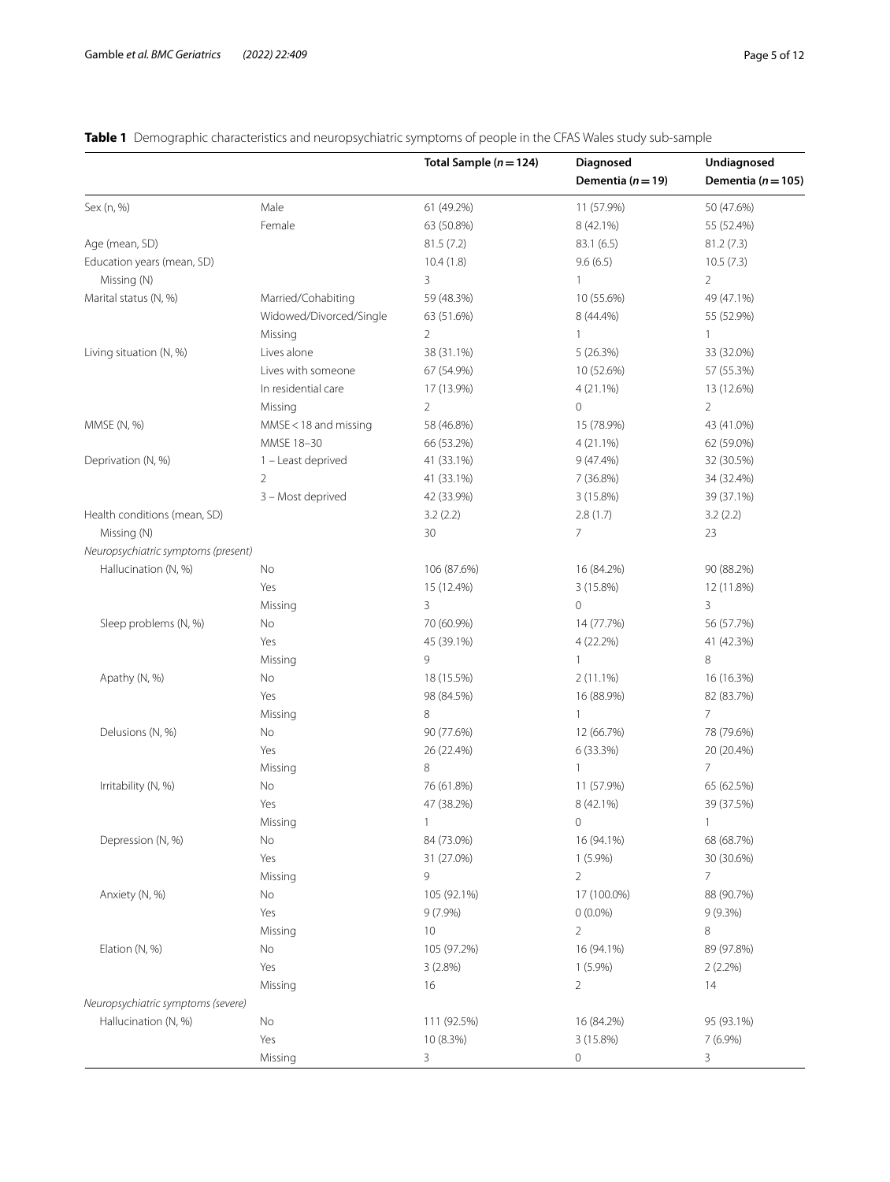**Table 1** Demographic characteristics and neuropsychiatric symptoms of people in the CFAS Wales study sub-sample

| | | Total Sample (*n* = 124) | Diagnosed Dementia (*n* = 19) | Undiagnosed Dementia (*n* = 105) |
|---|---|---|---|---|
| Sex (n, %) | Male | 61 (49.2%) | 11 (57.9%) | 50 (47.6%) |
| | Female | 63 (50.8%) | 8 (42.1%) | 55 (52.4%) |
| Age (mean, SD) | | 81.5 (7.2) | 83.1 (6.5) | 81.2 (7.3) |
| Education years (mean, SD) | | 10.4 (1.8) | 9.6 (6.5) | 10.5 (7.3) |
| Missing (N) | | 3 | 1 | 2 |
| Marital status (N, %) | Married/Cohabiting | 59 (48.3%) | 10 (55.6%) | 49 (47.1%) |
| | Widowed/Divorced/Single | 63 (51.6%) | 8 (44.4%) | 55 (52.9%) |
| | Missing | 2 | 1 | 1 |
| Living situation (N, %) | Lives alone | 38 (31.1%) | 5 (26.3%) | 33 (32.0%) |
| | Lives with someone | 67 (54.9%) | 10 (52.6%) | 57 (55.3%) |
| | In residential care | 17 (13.9%) | 4 (21.1%) | 13 (12.6%) |
| | Missing | 2 | 0 | 2 |
| MMSE (N, %) | MMSE < 18 and missing | 58 (46.8%) | 15 (78.9%) | 43 (41.0%) |
| | MMSE 18–30 | 66 (53.2%) | 4 (21.1%) | 62 (59.0%) |
| Deprivation (N, %) | 1 – Least deprived | 41 (33.1%) | 9 (47.4%) | 32 (30.5%) |
| | 2 | 41 (33.1%) | 7 (36.8%) | 34 (32.4%) |
| | 3 – Most deprived | 42 (33.9%) | 3 (15.8%) | 39 (37.1%) |
| Health conditions (mean, SD) | | 3.2 (2.2) | 2.8 (1.7) | 3.2 (2.2) |
| Missing (N) | | 30 | 7 | 23 |
| *Neuropsychiatric symptoms (present)* | | | | |
| Hallucination (N, %) | No | 106 (87.6%) | 16 (84.2%) | 90 (88.2%) |
| | Yes | 15 (12.4%) | 3 (15.8%) | 12 (11.8%) |
| | Missing | 3 | 0 | 3 |
| Sleep problems (N, %) | No | 70 (60.9%) | 14 (77.7%) | 56 (57.7%) |
| | Yes | 45 (39.1%) | 4 (22.2%) | 41 (42.3%) |
| | Missing | 9 | 1 | 8 |
| Apathy (N, %) | No | 18 (15.5%) | 2 (11.1%) | 16 (16.3%) |
| | Yes | 98 (84.5%) | 16 (88.9%) | 82 (83.7%) |
| | Missing | 8 | 1 | 7 |
| Delusions (N, %) | No | 90 (77.6%) | 12 (66.7%) | 78 (79.6%) |
| | Yes | 26 (22.4%) | 6 (33.3%) | 20 (20.4%) |
| | Missing | 8 | 1 | 7 |
| Irritability (N, %) | No | 76 (61.8%) | 11 (57.9%) | 65 (62.5%) |
| | Yes | 47 (38.2%) | 8 (42.1%) | 39 (37.5%) |
| | Missing | 1 | 0 | 1 |
| Depression (N, %) | No | 84 (73.0%) | 16 (94.1%) | 68 (68.7%) |
| | Yes | 31 (27.0%) | 1 (5.9%) | 30 (30.6%) |
| | Missing | 9 | 2 | 7 |
| Anxiety (N, %) | No | 105 (92.1%) | 17 (100.0%) | 88 (90.7%) |
| | Yes | 9 (7.9%) | 0 (0.0%) | 9 (9.3%) |
| | Missing | 10 | 2 | 8 |
| Elation (N, %) | No | 105 (97.2%) | 16 (94.1%) | 89 (97.8%) |
| | Yes | 3 (2.8%) | 1 (5.9%) | 2 (2.2%) |
| | Missing | 16 | 2 | 14 |
| *Neuropsychiatric symptoms (severe)* | | | | |
| Hallucination (N, %) | No | 111 (92.5%) | 16 (84.2%) | 95 (93.1%) |
| | Yes | 10 (8.3%) | 3 (15.8%) | 7 (6.9%) |
| | Missing | 3 | 0 | 3 |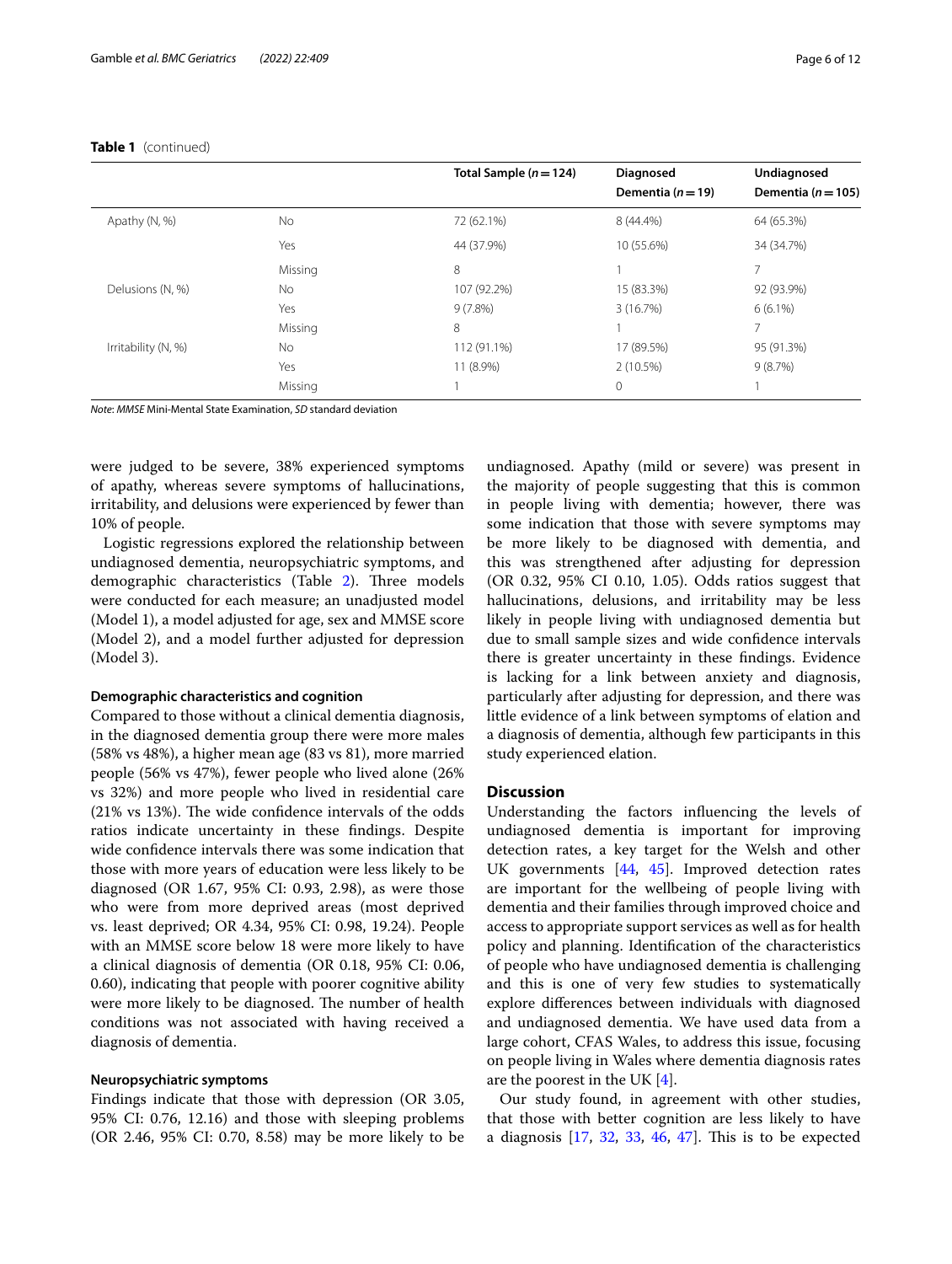**Table 1** (continued)

| | | Total Sample (*n* = 124) | Diagnosed Dementia (*n* = 19) | Undiagnosed Dementia (*n* = 105) |
|---|---|---|---|---|
| Apathy (N, %) | No | 72 (62.1%) | 8 (44.4%) | 64 (65.3%) |
| | Yes | 44 (37.9%) | 10 (55.6%) | 34 (34.7%) |
| | Missing | 8 | 1 | 7 |
| Delusions (N, %) | No | 107 (92.2%) | 15 (83.3%) | 92 (93.9%) |
| | Yes | 9 (7.8%) | 3 (16.7%) | 6 (6.1%) |
| | Missing | 8 | 1 | 7 |
| Irritability (N, %) | No | 112 (91.1%) | 17 (89.5%) | 95 (91.3%) |
| | Yes | 11 (8.9%) | 2 (10.5%) | 9 (8.7%) |
| | Missing | 1 | 0 | 1 |

*Note*: *MMSE* Mini-Mental State Examination, *SD* standard deviation

were judged to be severe, 38% experienced symptoms of apathy, whereas severe symptoms of hallucinations, irritability, and delusions were experienced by fewer than 10% of people.

Logistic regressions explored the relationship between undiagnosed dementia, neuropsychiatric symptoms, and demographic characteristics (Table 2). Three models were conducted for each measure; an unadjusted model (Model 1), a model adjusted for age, sex and MMSE score (Model 2), and a model further adjusted for depression (Model 3).

#### Demographic characteristics and cognition

Compared to those without a clinical dementia diagnosis, in the diagnosed dementia group there were more males (58% vs 48%), a higher mean age (83 vs 81), more married people (56% vs 47%), fewer people who lived alone (26% vs 32%) and more people who lived in residential care (21% vs 13%). The wide confidence intervals of the odds ratios indicate uncertainty in these findings. Despite wide confidence intervals there was some indication that those with more years of education were less likely to be diagnosed (OR 1.67, 95% CI: 0.93, 2.98), as were those who were from more deprived areas (most deprived vs. least deprived; OR 4.34, 95% CI: 0.98, 19.24). People with an MMSE score below 18 were more likely to have a clinical diagnosis of dementia (OR 0.18, 95% CI: 0.06, 0.60), indicating that people with poorer cognitive ability were more likely to be diagnosed. The number of health conditions was not associated with having received a diagnosis of dementia.

#### Neuropsychiatric symptoms

Findings indicate that those with depression (OR 3.05, 95% CI: 0.76, 12.16) and those with sleeping problems (OR 2.46, 95% CI: 0.70, 8.58) may be more likely to be undiagnosed. Apathy (mild or severe) was present in the majority of people suggesting that this is common in people living with dementia; however, there was some indication that those with severe symptoms may be more likely to be diagnosed with dementia, and this was strengthened after adjusting for depression (OR 0.32, 95% CI 0.10, 1.05). Odds ratios suggest that hallucinations, delusions, and irritability may be less likely in people living with undiagnosed dementia but due to small sample sizes and wide confidence intervals there is greater uncertainty in these findings. Evidence is lacking for a link between anxiety and diagnosis, particularly after adjusting for depression, and there was little evidence of a link between symptoms of elation and a diagnosis of dementia, although few participants in this study experienced elation.

## Discussion

Understanding the factors influencing the levels of undiagnosed dementia is important for improving detection rates, a key target for the Welsh and other UK governments [44, 45]. Improved detection rates are important for the wellbeing of people living with dementia and their families through improved choice and access to appropriate support services as well as for health policy and planning. Identification of the characteristics of people who have undiagnosed dementia is challenging and this is one of very few studies to systematically explore differences between individuals with diagnosed and undiagnosed dementia. We have used data from a large cohort, CFAS Wales, to address this issue, focusing on people living in Wales where dementia diagnosis rates are the poorest in the UK [4].

Our study found, in agreement with other studies, that those with better cognition are less likely to have a diagnosis [17, 32, 33, 46, 47]. This is to be expected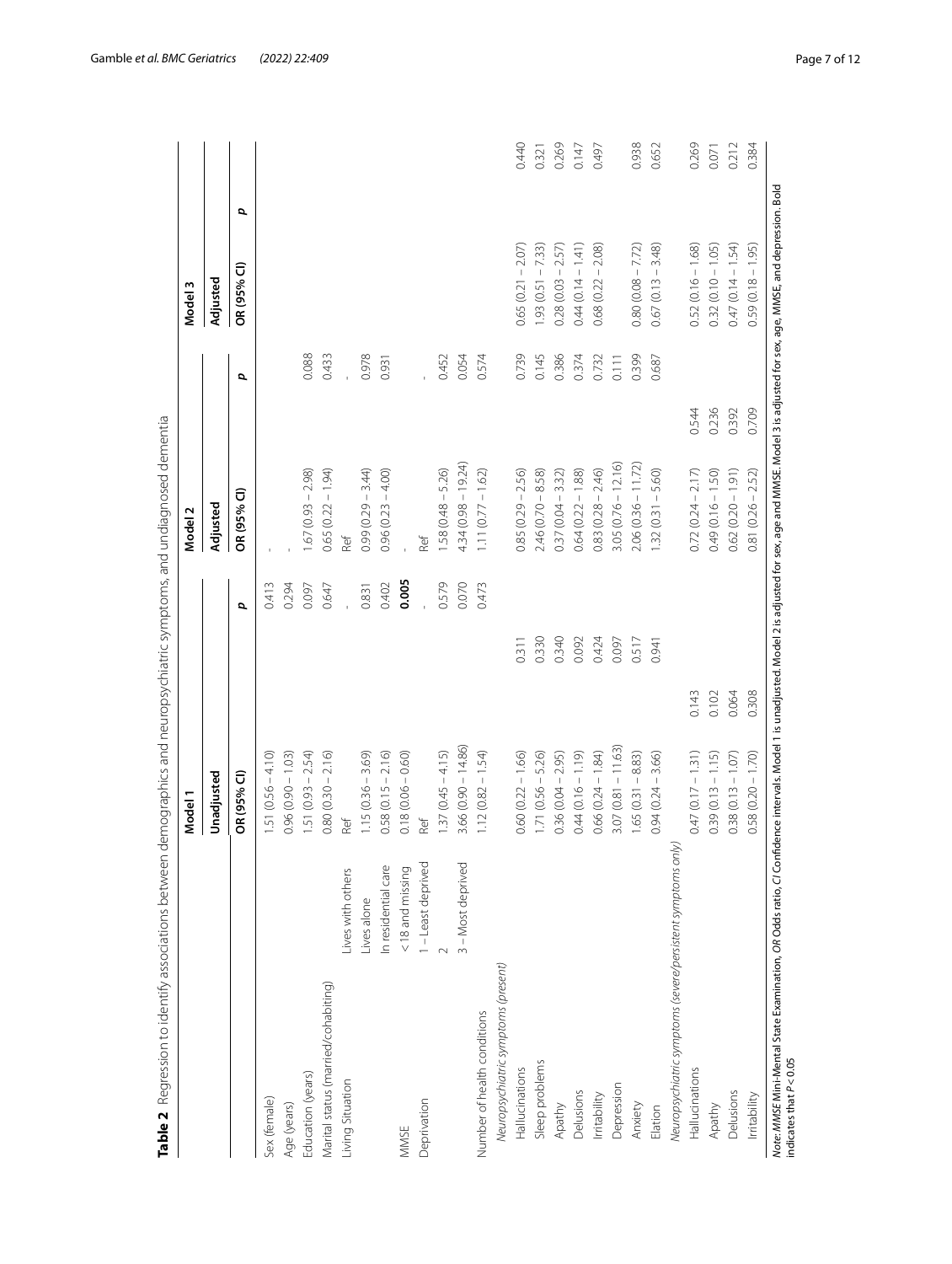**Table 2** Regression to identify associations between demographics and neuropsychiatric symptoms, and undiagnosed dementia

| | | Model 1 | | Model 2 | | Model 3 | |
|---|---|---|---|---|---|---|---|
| | | Unadjusted | | Adjusted | | Adjusted | |
| | | OR (95% CI) | *p* | OR (95% CI) | *p* | OR (95% CI) | *p* |
| Sex (female) | | 1.51 (0.56 – 4.10) | 0.413 | - | | | |
| Age (years) | | 0.96 (0.90 – 1.03) | 0.294 | - | | | |
| Education (years) | | 1.51 (0.93 – 2.54) | 0.097 | 1.67 (0.93 – 2.98) | 0.088 | | |
| Marital status (married/cohabiting) | | 0.80 (0.30 – 2.16) | 0.647 | 0.65 (0.22 – 1.94) | 0.433 | | |
| Living Situation | Lives with others | Ref | - | Ref | - | | |
| | Lives alone | 1.15 (0.36 – 3.69) | 0.831 | 0.99 (0.29 – 3.44) | 0.978 | | |
| | In residential care | 0.58 (0.15 – 2.16) | 0.402 | 0.96 (0.23 – 4.00) | 0.931 | | |
| MMSE | <18 and missing | 0.18 (0.06 – 0.60) | **0.005** | - | | | |
| Deprivation | 1 – Least deprived | Ref | - | Ref | - | | |
| | 2 | 1.37 (0.45 – 4.15) | 0.579 | 1.58 (0.48 – 5.26) | 0.452 | | |
| | 3 – Most deprived | 3.66 (0.90 – 14.86) | 0.070 | 4.34 (0.98 – 19.24) | 0.054 | | |
| Number of health conditions | | 1.12 (0.82 – 1.54) | 0.473 | 1.11 (0.77 – 1.62) | 0.574 | | |
| *Neuropsychiatric symptoms (present)* | | | | | | | |
| Hallucinations | | 0.60 (0.22 – 1.66) | 0.311 | 0.85 (0.29 – 2.56) | 0.739 | 0.65 (0.21 – 2.07) | 0.440 |
| Sleep problems | | 1.71 (0.56 – 5.26) | 0.330 | 2.46 (0.70 – 8.58) | 0.145 | 1.93 (0.51 – 7.33) | 0.321 |
| Apathy | | 0.36 (0.04 – 2.95) | 0.340 | 0.37 (0.04 – 3.32) | 0.386 | 0.28 (0.03 – 2.57) | 0.269 |
| Delusions | | 0.44 (0.16 – 1.19) | 0.092 | 0.64 (0.22 – 1.88) | 0.374 | 0.44 (0.14 – 1.41) | 0.147 |
| Irritability | | 0.66 (0.24 – 1.84) | 0.424 | 0.83 (0.28 – 2.46) | 0.732 | 0.68 (0.22 – 2.08) | 0.497 |
| Depression | | 3.07 (0.81 – 11.63) | 0.097 | 3.05 (0.76 – 12.16) | 0.111 | | |
| Anxiety | | 1.65 (0.31 – 8.83) | 0.517 | 2.06 (0.36 – 11.72) | 0.399 | 0.80 (0.08 – 7.72) | 0.938 |
| Elation | | 0.94 (0.24 – 3.66) | 0.941 | 1.32 (0.31 – 5.60) | 0.687 | 0.67 (0.13 – 3.48) | 0.652 |
| *Neuropsychiatric symptoms (severe/persistent symptoms only)* | | | | | | | |
| Hallucinations | | 0.47 (0.17 – 1.31) | 0.143 | 0.72 (0.24 – 2.17) | 0.544 | 0.52 (0.16 – 1.68) | 0.269 |
| Apathy | | 0.39 (0.13 – 1.15) | 0.102 | 0.49 (0.16 – 1.50) | 0.236 | 0.32 (0.10 – 1.05) | 0.071 |
| Delusions | | 0.38 (0.13 – 1.07) | 0.064 | 0.62 (0.20 – 1.91) | 0.392 | 0.47 (0.14 – 1.54) | 0.212 |
| Irritability | | 0.58 (0.20 – 1.70) | 0.308 | 0.81 (0.26 – 2.52) | 0.709 | 0.59 (0.18 – 1.95) | 0.384 |

*Note*: *MMSE* Mini-Mental State Examination, *OR* Odds ratio, *CI* Confidence intervals. Model 1 is unadjusted. Model 2 is adjusted for sex, age and MMSE. Model 3 is adjusted for sex, age, MMSE, and depression. Bold indicates that $P < 0.05$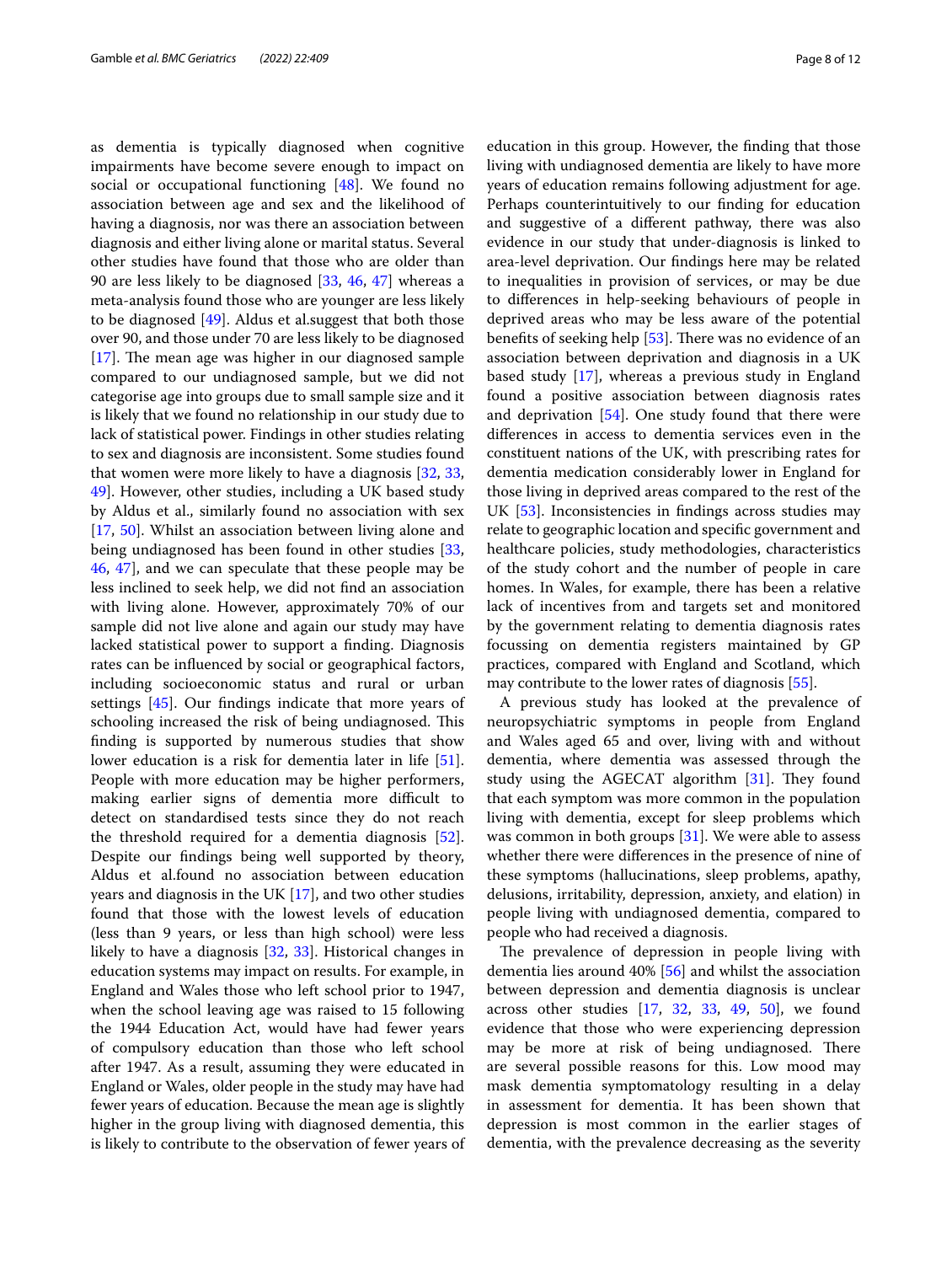as dementia is typically diagnosed when cognitive impairments have become severe enough to impact on social or occupational functioning [48]. We found no association between age and sex and the likelihood of having a diagnosis, nor was there an association between diagnosis and either living alone or marital status. Several other studies have found that those who are older than 90 are less likely to be diagnosed [33, 46, 47] whereas a meta-analysis found those who are younger are less likely to be diagnosed [49]. Aldus et al.suggest that both those over 90, and those under 70 are less likely to be diagnosed [17]. The mean age was higher in our diagnosed sample compared to our undiagnosed sample, but we did not categorise age into groups due to small sample size and it is likely that we found no relationship in our study due to lack of statistical power. Findings in other studies relating to sex and diagnosis are inconsistent. Some studies found that women were more likely to have a diagnosis [32, 33, 49]. However, other studies, including a UK based study by Aldus et al., similarly found no association with sex [17, 50]. Whilst an association between living alone and being undiagnosed has been found in other studies [33, 46, 47], and we can speculate that these people may be less inclined to seek help, we did not find an association with living alone. However, approximately 70% of our sample did not live alone and again our study may have lacked statistical power to support a finding. Diagnosis rates can be influenced by social or geographical factors, including socioeconomic status and rural or urban settings [45]. Our findings indicate that more years of schooling increased the risk of being undiagnosed. This finding is supported by numerous studies that show lower education is a risk for dementia later in life [51]. People with more education may be higher performers, making earlier signs of dementia more difficult to detect on standardised tests since they do not reach the threshold required for a dementia diagnosis [52]. Despite our findings being well supported by theory, Aldus et al.found no association between education years and diagnosis in the UK [17], and two other studies found that those with the lowest levels of education (less than 9 years, or less than high school) were less likely to have a diagnosis [32, 33]. Historical changes in education systems may impact on results. For example, in England and Wales those who left school prior to 1947, when the school leaving age was raised to 15 following the 1944 Education Act, would have had fewer years of compulsory education than those who left school after 1947. As a result, assuming they were educated in England or Wales, older people in the study may have had fewer years of education. Because the mean age is slightly higher in the group living with diagnosed dementia, this is likely to contribute to the observation of fewer years of education in this group. However, the finding that those living with undiagnosed dementia are likely to have more years of education remains following adjustment for age. Perhaps counterintuitively to our finding for education and suggestive of a different pathway, there was also evidence in our study that under-diagnosis is linked to area-level deprivation. Our findings here may be related to inequalities in provision of services, or may be due to differences in help-seeking behaviours of people in deprived areas who may be less aware of the potential benefits of seeking help [53]. There was no evidence of an association between deprivation and diagnosis in a UK based study [17], whereas a previous study in England found a positive association between diagnosis rates and deprivation [54]. One study found that there were differences in access to dementia services even in the constituent nations of the UK, with prescribing rates for dementia medication considerably lower in England for those living in deprived areas compared to the rest of the UK [53]. Inconsistencies in findings across studies may relate to geographic location and specific government and healthcare policies, study methodologies, characteristics of the study cohort and the number of people in care homes. In Wales, for example, there has been a relative lack of incentives from and targets set and monitored by the government relating to dementia diagnosis rates focussing on dementia registers maintained by GP practices, compared with England and Scotland, which may contribute to the lower rates of diagnosis [55].

A previous study has looked at the prevalence of neuropsychiatric symptoms in people from England and Wales aged 65 and over, living with and without dementia, where dementia was assessed through the study using the AGECAT algorithm [31]. They found that each symptom was more common in the population living with dementia, except for sleep problems which was common in both groups [31]. We were able to assess whether there were differences in the presence of nine of these symptoms (hallucinations, sleep problems, apathy, delusions, irritability, depression, anxiety, and elation) in people living with undiagnosed dementia, compared to people who had received a diagnosis.

The prevalence of depression in people living with dementia lies around 40% [56] and whilst the association between depression and dementia diagnosis is unclear across other studies [17, 32, 33, 49, 50], we found evidence that those who were experiencing depression may be more at risk of being undiagnosed. There are several possible reasons for this. Low mood may mask dementia symptomatology resulting in a delay in assessment for dementia. It has been shown that depression is most common in the earlier stages of dementia, with the prevalence decreasing as the severity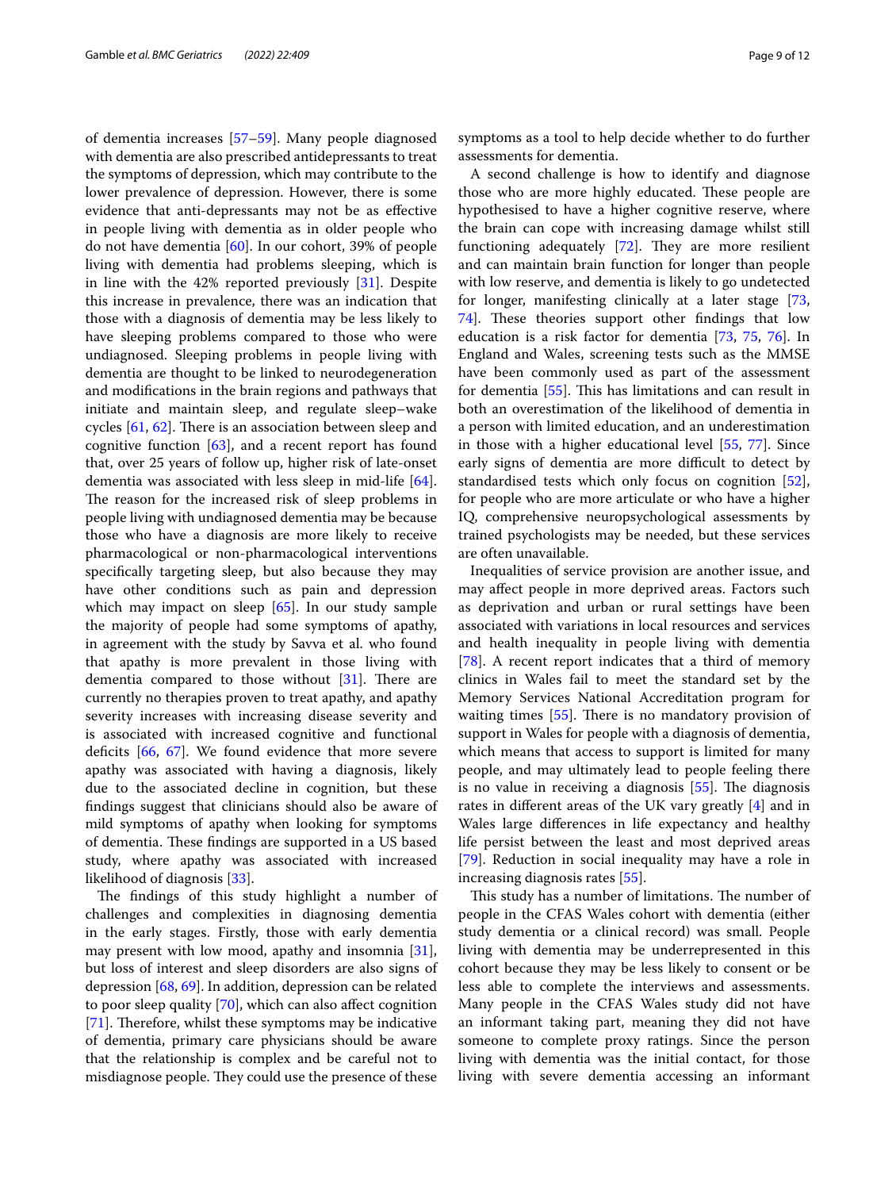of dementia increases [57–59]. Many people diagnosed with dementia are also prescribed antidepressants to treat the symptoms of depression, which may contribute to the lower prevalence of depression. However, there is some evidence that anti-depressants may not be as effective in people living with dementia as in older people who do not have dementia [60]. In our cohort, 39% of people living with dementia had problems sleeping, which is in line with the 42% reported previously [31]. Despite this increase in prevalence, there was an indication that those with a diagnosis of dementia may be less likely to have sleeping problems compared to those who were undiagnosed. Sleeping problems in people living with dementia are thought to be linked to neurodegeneration and modifications in the brain regions and pathways that initiate and maintain sleep, and regulate sleep–wake cycles [61, 62]. There is an association between sleep and cognitive function [63], and a recent report has found that, over 25 years of follow up, higher risk of late-onset dementia was associated with less sleep in mid-life [64]. The reason for the increased risk of sleep problems in people living with undiagnosed dementia may be because those who have a diagnosis are more likely to receive pharmacological or non-pharmacological interventions specifically targeting sleep, but also because they may have other conditions such as pain and depression which may impact on sleep [65]. In our study sample the majority of people had some symptoms of apathy, in agreement with the study by Savva et al. who found that apathy is more prevalent in those living with dementia compared to those without [31]. There are currently no therapies proven to treat apathy, and apathy severity increases with increasing disease severity and is associated with increased cognitive and functional deficits [66, 67]. We found evidence that more severe apathy was associated with having a diagnosis, likely due to the associated decline in cognition, but these findings suggest that clinicians should also be aware of mild symptoms of apathy when looking for symptoms of dementia. These findings are supported in a US based study, where apathy was associated with increased likelihood of diagnosis [33].

The findings of this study highlight a number of challenges and complexities in diagnosing dementia in the early stages. Firstly, those with early dementia may present with low mood, apathy and insomnia [31], but loss of interest and sleep disorders are also signs of depression [68, 69]. In addition, depression can be related to poor sleep quality [70], which can also affect cognition [71]. Therefore, whilst these symptoms may be indicative of dementia, primary care physicians should be aware that the relationship is complex and be careful not to misdiagnose people. They could use the presence of these symptoms as a tool to help decide whether to do further assessments for dementia.

A second challenge is how to identify and diagnose those who are more highly educated. These people are hypothesised to have a higher cognitive reserve, where the brain can cope with increasing damage whilst still functioning adequately [72]. They are more resilient and can maintain brain function for longer than people with low reserve, and dementia is likely to go undetected for longer, manifesting clinically at a later stage [73, 74]. These theories support other findings that low education is a risk factor for dementia [73, 75, 76]. In England and Wales, screening tests such as the MMSE have been commonly used as part of the assessment for dementia [55]. This has limitations and can result in both an overestimation of the likelihood of dementia in a person with limited education, and an underestimation in those with a higher educational level [55, 77]. Since early signs of dementia are more difficult to detect by standardised tests which only focus on cognition [52], for people who are more articulate or who have a higher IQ, comprehensive neuropsychological assessments by trained psychologists may be needed, but these services are often unavailable.

Inequalities of service provision are another issue, and may affect people in more deprived areas. Factors such as deprivation and urban or rural settings have been associated with variations in local resources and services and health inequality in people living with dementia [78]. A recent report indicates that a third of memory clinics in Wales fail to meet the standard set by the Memory Services National Accreditation program for waiting times [55]. There is no mandatory provision of support in Wales for people with a diagnosis of dementia, which means that access to support is limited for many people, and may ultimately lead to people feeling there is no value in receiving a diagnosis [55]. The diagnosis rates in different areas of the UK vary greatly [4] and in Wales large differences in life expectancy and healthy life persist between the least and most deprived areas [79]. Reduction in social inequality may have a role in increasing diagnosis rates [55].

This study has a number of limitations. The number of people in the CFAS Wales cohort with dementia (either study dementia or a clinical record) was small. People living with dementia may be underrepresented in this cohort because they may be less likely to consent or be less able to complete the interviews and assessments. Many people in the CFAS Wales study did not have an informant taking part, meaning they did not have someone to complete proxy ratings. Since the person living with dementia was the initial contact, for those living with severe dementia accessing an informant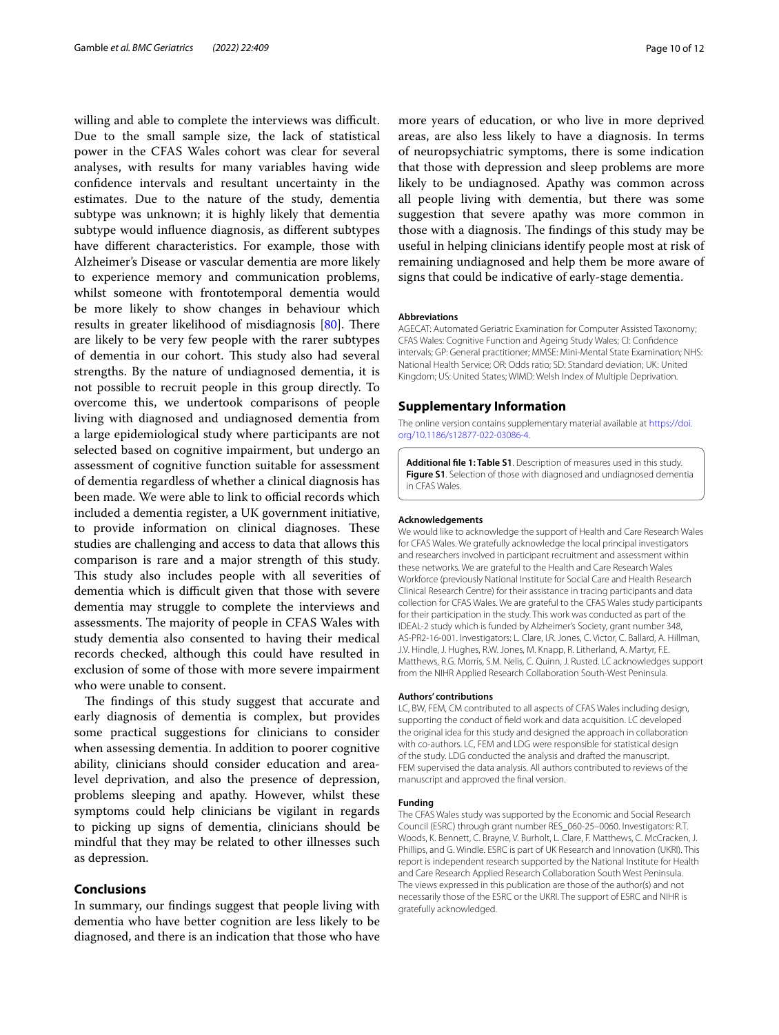willing and able to complete the interviews was difficult. Due to the small sample size, the lack of statistical power in the CFAS Wales cohort was clear for several analyses, with results for many variables having wide confidence intervals and resultant uncertainty in the estimates. Due to the nature of the study, dementia subtype was unknown; it is highly likely that dementia subtype would influence diagnosis, as different subtypes have different characteristics. For example, those with Alzheimer's Disease or vascular dementia are more likely to experience memory and communication problems, whilst someone with frontotemporal dementia would be more likely to show changes in behaviour which results in greater likelihood of misdiagnosis [80]. There are likely to be very few people with the rarer subtypes of dementia in our cohort. This study also had several strengths. By the nature of undiagnosed dementia, it is not possible to recruit people in this group directly. To overcome this, we undertook comparisons of people living with diagnosed and undiagnosed dementia from a large epidemiological study where participants are not selected based on cognitive impairment, but undergo an assessment of cognitive function suitable for assessment of dementia regardless of whether a clinical diagnosis has been made. We were able to link to official records which included a dementia register, a UK government initiative, to provide information on clinical diagnoses. These studies are challenging and access to data that allows this comparison is rare and a major strength of this study. This study also includes people with all severities of dementia which is difficult given that those with severe dementia may struggle to complete the interviews and assessments. The majority of people in CFAS Wales with study dementia also consented to having their medical records checked, although this could have resulted in exclusion of some of those with more severe impairment who were unable to consent.

The findings of this study suggest that accurate and early diagnosis of dementia is complex, but provides some practical suggestions for clinicians to consider when assessing dementia. In addition to poorer cognitive ability, clinicians should consider education and area-level deprivation, and also the presence of depression, problems sleeping and apathy. However, whilst these symptoms could help clinicians be vigilant in regards to picking up signs of dementia, clinicians should be mindful that they may be related to other illnesses such as depression.

## Conclusions

In summary, our findings suggest that people living with dementia who have better cognition are less likely to be diagnosed, and there is an indication that those who have more years of education, or who live in more deprived areas, are also less likely to have a diagnosis. In terms of neuropsychiatric symptoms, there is some indication that those with depression and sleep problems are more likely to be undiagnosed. Apathy was common across all people living with dementia, but there was some suggestion that severe apathy was more common in those with a diagnosis. The findings of this study may be useful in helping clinicians identify people most at risk of remaining undiagnosed and help them be more aware of signs that could be indicative of early-stage dementia.

#### Abbreviations

AGECAT: Automated Geriatric Examination for Computer Assisted Taxonomy; CFAS Wales: Cognitive Function and Ageing Study Wales; CI: Confidence intervals; GP: General practitioner; MMSE: Mini-Mental State Examination; NHS: National Health Service; OR: Odds ratio; SD: Standard deviation; UK: United Kingdom; US: United States; WIMD: Welsh Index of Multiple Deprivation.

## Supplementary Information

The online version contains supplementary material available at https://doi.org/10.1186/s12877-022-03086-4.

**Additional file 1: Table S1**. Description of measures used in this study. **Figure S1**. Selection of those with diagnosed and undiagnosed dementia in CFAS Wales.

#### Acknowledgements

We would like to acknowledge the support of Health and Care Research Wales for CFAS Wales. We gratefully acknowledge the local principal investigators and researchers involved in participant recruitment and assessment within these networks. We are grateful to the Health and Care Research Wales Workforce (previously National Institute for Social Care and Health Research Clinical Research Centre) for their assistance in tracing participants and data collection for CFAS Wales. We are grateful to the CFAS Wales study participants for their participation in the study. This work was conducted as part of the IDEAL-2 study which is funded by Alzheimer's Society, grant number 348, AS-PR2-16-001. Investigators: L. Clare, I.R. Jones, C. Victor, C. Ballard, A. Hillman, J.V. Hindle, J. Hughes, R.W. Jones, M. Knapp, R. Litherland, A. Martyr, F.E. Matthews, R.G. Morris, S.M. Nelis, C. Quinn, J. Rusted. LC acknowledges support from the NIHR Applied Research Collaboration South-West Peninsula.

#### Authors' contributions

LC, BW, FEM, CM contributed to all aspects of CFAS Wales including design, supporting the conduct of field work and data acquisition. LC developed the original idea for this study and designed the approach in collaboration with co-authors. LC, FEM and LDG were responsible for statistical design of the study. LDG conducted the analysis and drafted the manuscript. FEM supervised the data analysis. All authors contributed to reviews of the manuscript and approved the final version.

#### Funding

The CFAS Wales study was supported by the Economic and Social Research Council (ESRC) through grant number RES_060-25–0060. Investigators: R.T. Woods, K. Bennett, C. Brayne, V. Burholt, L. Clare, F. Matthews, C. McCracken, J. Phillips, and G. Windle. ESRC is part of UK Research and Innovation (UKRI). This report is independent research supported by the National Institute for Health and Care Research Applied Research Collaboration South West Peninsula. The views expressed in this publication are those of the author(s) and not necessarily those of the ESRC or the UKRI. The support of ESRC and NIHR is gratefully acknowledged.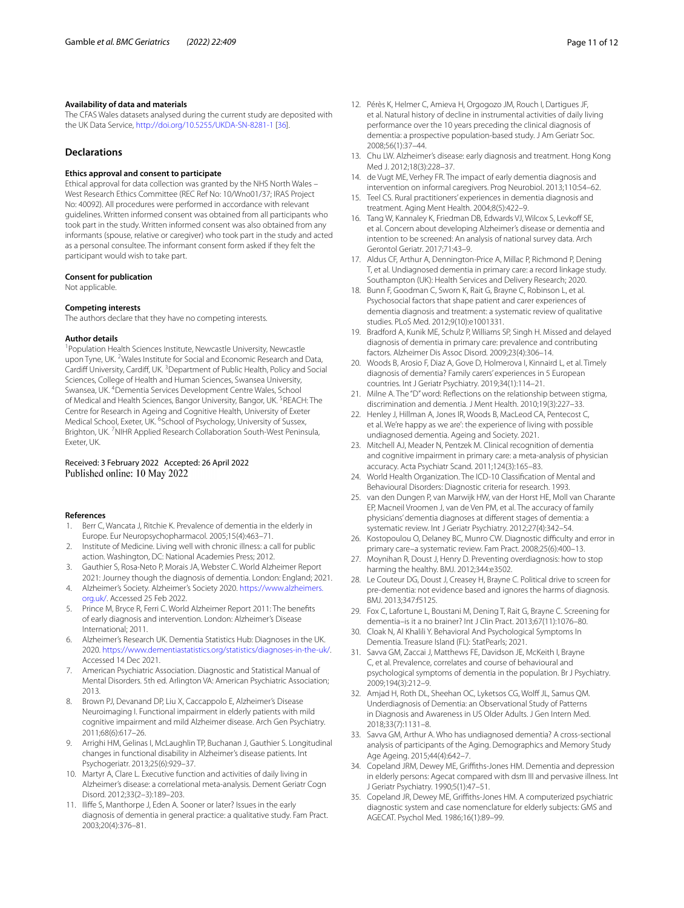**Availability of data and materials**

The CFAS Wales datasets analysed during the current study are deposited with the UK Data Service, http://doi.org/10.5255/UKDA-SN-8281-1 [36].

## Declarations

**Ethics approval and consent to participate**

Ethical approval for data collection was granted by the NHS North Wales – West Research Ethics Committee (REC Ref No: 10/Wno01/37; IRAS Project No: 40092). All procedures were performed in accordance with relevant guidelines. Written informed consent was obtained from all participants who took part in the study. Written informed consent was also obtained from any informants (spouse, relative or caregiver) who took part in the study and acted as a personal consultee. The informant consent form asked if they felt the participant would wish to take part.

**Consent for publication**

Not applicable.

**Competing interests**

The authors declare that they have no competing interests.

**Author details**

[1]Population Health Sciences Institute, Newcastle University, Newcastle upon Tyne, UK. [2]Wales Institute for Social and Economic Research and Data, Cardiff University, Cardiff, UK. [3]Department of Public Health, Policy and Social Sciences, College of Health and Human Sciences, Swansea University, Swansea, UK. [4]Dementia Services Development Centre Wales, School of Medical and Health Sciences, Bangor University, Bangor, UK. [5]REACH: The Centre for Research in Ageing and Cognitive Health, University of Exeter Medical School, Exeter, UK. [6]School of Psychology, University of Sussex, Brighton, UK. [7]NIHR Applied Research Collaboration South-West Peninsula, Exeter, UK.

Received: 3 February 2022   Accepted: 26 April 2022
Published online: 10 May 2022

**References**

1. Berr C, Wancata J, Ritchie K. Prevalence of dementia in the elderly in Europe. Eur Neuropsychopharmacol. 2005;15(4):463–71.
2. Institute of Medicine. Living well with chronic illness: a call for public action. Washington, DC: National Academies Press; 2012.
3. Gauthier S, Rosa-Neto P, Morais JA, Webster C. World Alzheimer Report 2021: Journey though the diagnosis of dementia. London: England; 2021.
4. Alzheimer's Society. Alzheimer's Society 2020. https://www.alzheimers.org.uk/. Accessed 25 Feb 2022.
5. Prince M, Bryce R, Ferri C. World Alzheimer Report 2011: The benefits of early diagnosis and intervention. London: Alzheimer's Disease International; 2011.
6. Alzheimer's Research UK. Dementia Statistics Hub: Diagnoses in the UK. 2020. https://www.dementiastatistics.org/statistics/diagnoses-in-the-uk/. Accessed 14 Dec 2021.
7. American Psychiatric Association. Diagnostic and Statistical Manual of Mental Disorders. 5th ed. Arlington VA: American Psychiatric Association; 2013.
8. Brown PJ, Devanand DP, Liu X, Caccappolo E, Alzheimer's Disease Neuroimaging I. Functional impairment in elderly patients with mild cognitive impairment and mild Alzheimer disease. Arch Gen Psychiatry. 2011;68(6):617–26.
9. Arrighi HM, Gelinas I, McLaughlin TP, Buchanan J, Gauthier S. Longitudinal changes in functional disability in Alzheimer's disease patients. Int Psychogeriatr. 2013;25(6):929–37.
10. Martyr A, Clare L. Executive function and activities of daily living in Alzheimer's disease: a correlational meta-analysis. Dement Geriatr Cogn Disord. 2012;33(2–3):189–203.
11. Iliffe S, Manthorpe J, Eden A. Sooner or later? Issues in the early diagnosis of dementia in general practice: a qualitative study. Fam Pract. 2003;20(4):376–81.
12. Pérès K, Helmer C, Amieva H, Orgogozo JM, Rouch I, Dartigues JF, et al. Natural history of decline in instrumental activities of daily living performance over the 10 years preceding the clinical diagnosis of dementia: a prospective population-based study. J Am Geriatr Soc. 2008;56(1):37–44.
13. Chu LW. Alzheimer's disease: early diagnosis and treatment. Hong Kong Med J. 2012;18(3):228–37.
14. de Vugt ME, Verhey FR. The impact of early dementia diagnosis and intervention on informal caregivers. Prog Neurobiol. 2013;110:54–62.
15. Teel CS. Rural practitioners' experiences in dementia diagnosis and treatment. Aging Ment Health. 2004;8(5):422–9.
16. Tang W, Kannaley K, Friedman DB, Edwards VJ, Wilcox S, Levkoff SE, et al. Concern about developing Alzheimer's disease or dementia and intention to be screened: An analysis of national survey data. Arch Gerontol Geriatr. 2017;71:43–9.
17. Aldus CF, Arthur A, Dennington-Price A, Millac P, Richmond P, Dening T, et al. Undiagnosed dementia in primary care: a record linkage study. Southampton (UK): Health Services and Delivery Research; 2020.
18. Bunn F, Goodman C, Sworn K, Rait G, Brayne C, Robinson L, et al. Psychosocial factors that shape patient and carer experiences of dementia diagnosis and treatment: a systematic review of qualitative studies. PLoS Med. 2012;9(10):e1001331.
19. Bradford A, Kunik ME, Schulz P, Williams SP, Singh H. Missed and delayed diagnosis of dementia in primary care: prevalence and contributing factors. Alzheimer Dis Assoc Disord. 2009;23(4):306–14.
20. Woods B, Arosio F, Diaz A, Gove D, Holmerova I, Kinnaird L, et al. Timely diagnosis of dementia? Family carers' experiences in 5 European countries. Int J Geriatr Psychiatry. 2019;34(1):114–21.
21. Milne A. The "D" word: Reflections on the relationship between stigma, discrimination and dementia. J Ment Health. 2010;19(3):227–33.
22. Henley J, Hillman A, Jones IR, Woods B, MacLeod CA, Pentecost C, et al. We're happy as we are': the experience of living with possible undiagnosed dementia. Ageing and Society. 2021.
23. Mitchell AJ, Meader N, Pentzek M. Clinical recognition of dementia and cognitive impairment in primary care: a meta-analysis of physician accuracy. Acta Psychiatr Scand. 2011;124(3):165–83.
24. World Health Organization. The ICD-10 Classification of Mental and Behavioural Disorders: Diagnostic criteria for research. 1993.
25. van den Dungen P, van Marwijk HW, van der Horst HE, Moll van Charante EP, Macneil Vroomen J, van de Ven PM, et al. The accuracy of family physicians' dementia diagnoses at different stages of dementia: a systematic review. Int J Geriatr Psychiatry. 2012;27(4):342–54.
26. Kostopoulou O, Delaney BC, Munro CW. Diagnostic difficulty and error in primary care–a systematic review. Fam Pract. 2008;25(6):400–13.
27. Moynihan R, Doust J, Henry D. Preventing overdiagnosis: how to stop harming the healthy. BMJ. 2012;344:e3502.
28. Le Couteur DG, Doust J, Creasey H, Brayne C. Political drive to screen for pre-dementia: not evidence based and ignores the harms of diagnosis. BMJ. 2013;347:f5125.
29. Fox C, Lafortune L, Boustani M, Dening T, Rait G, Brayne C. Screening for dementia–is it a no brainer? Int J Clin Pract. 2013;67(11):1076–80.
30. Cloak N, Al Khalili Y. Behavioral And Psychological Symptoms In Dementia. Treasure Island (FL): StatPearls; 2021.
31. Savva GM, Zaccai J, Matthews FE, Davidson JE, McKeith I, Brayne C, et al. Prevalence, correlates and course of behavioural and psychological symptoms of dementia in the population. Br J Psychiatry. 2009;194(3):212–9.
32. Amjad H, Roth DL, Sheehan OC, Lyketsos CG, Wolff JL, Samus QM. Underdiagnosis of Dementia: an Observational Study of Patterns in Diagnosis and Awareness in US Older Adults. J Gen Intern Med. 2018;33(7):1131–8.
33. Savva GM, Arthur A. Who has undiagnosed dementia? A cross-sectional analysis of participants of the Aging. Demographics and Memory Study Age Ageing. 2015;44(4):642–7.
34. Copeland JRM, Dewey ME, Griffiths-Jones HM. Dementia and depression in elderly persons: Agecat compared with dsm III and pervasive illness. Int J Geriatr Psychiatry. 1990;5(1):47–51.
35. Copeland JR, Dewey ME, Griffiths-Jones HM. A computerized psychiatric diagnostic system and case nomenclature for elderly subjects: GMS and AGECAT. Psychol Med. 1986;16(1):89–99.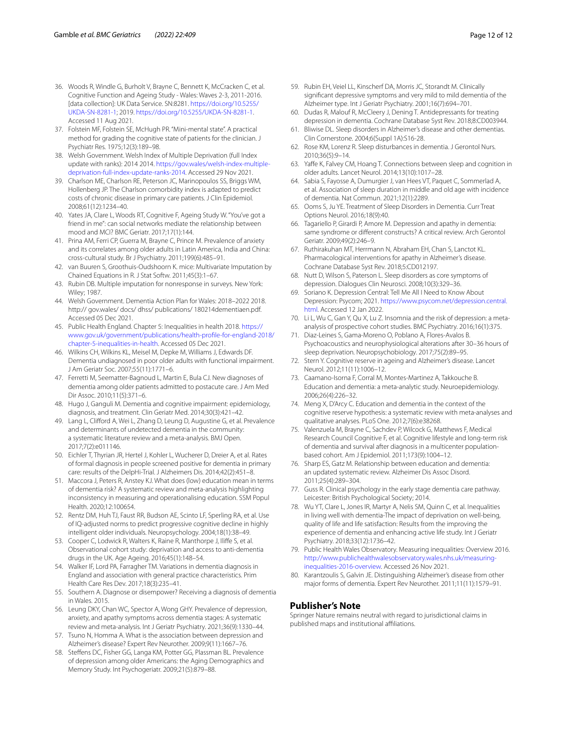36. Woods R, Windle G, Burholt V, Brayne C, Bennett K, McCracken C, et al. Cognitive Function and Ageing Study - Wales: Waves 2-3, 2011-2016. [data collection]: UK Data Service. SN:8281. https://doi.org/10.5255/UKDA-SN-8281-1; 2019. https://doi.org/10.5255/UKDA-SN-8281-1. Accessed 11 Aug 2021.
37. Folstein MF, Folstein SE, McHugh PR. "Mini-mental state". A practical method for grading the cognitive state of patients for the clinician. J Psychiatr Res. 1975;12(3):189–98.
38. Welsh Government. Welsh Index of Multiple Deprivation (full Index update with ranks): 2014 2014. https://gov.wales/welsh-index-multiple-deprivation-full-index-update-ranks-2014. Accessed 29 Nov 2021.
39. Charlson ME, Charlson RE, Peterson JC, Marinopoulos SS, Briggs WM, Hollenberg JP. The Charlson comorbidity index is adapted to predict costs of chronic disease in primary care patients. J Clin Epidemiol. 2008;61(12):1234–40.
40. Yates JA, Clare L, Woods RT, Cognitive F, Ageing Study W. "You've got a friend in me": can social networks mediate the relationship between mood and MCI? BMC Geriatr. 2017;17(1):144.
41. Prina AM, Ferri CP, Guerra M, Brayne C, Prince M. Prevalence of anxiety and its correlates among older adults in Latin America, India and China: cross-cultural study. Br J Psychiatry. 2011;199(6):485–91.
42. van Buuren S, Groothuis-Oudshoorn K. mice: Multivariate Imputation by Chained Equations in R. J Stat Softw. 2011;45(3):1–67.
43. Rubin DB. Multiple imputation for nonresponse in surveys. New York: Wiley; 1987.
44. Welsh Government. Dementia Action Plan for Wales: 2018–2022 2018. http:// gov.wales/ docs/ dhss/ publications/ 180214dementiaen.pdf. Accessed 05 Dec 2021.
45. Public Health England. Chapter 5: Inequalities in health 2018. https://www.gov.uk/government/publications/health-profile-for-england-2018/chapter-5-inequalities-in-health. Accessed 05 Dec 2021.
46. Wilkins CH, Wilkins KL, Meisel M, Depke M, Williams J, Edwards DF. Dementia undiagnosed in poor older adults with functional impairment. J Am Geriatr Soc. 2007;55(11):1771–6.
47. Ferretti M, Seematter-Bagnoud L, Martin E, Bula CJ. New diagnoses of dementia among older patients admitted to postacute care. J Am Med Dir Assoc. 2010;11(5):371–6.
48. Hugo J, Ganguli M. Dementia and cognitive impairment: epidemiology, diagnosis, and treatment. Clin Geriatr Med. 2014;30(3):421–42.
49. Lang L, Clifford A, Wei L, Zhang D, Leung D, Augustine G, et al. Prevalence and determinants of undetected dementia in the community: a systematic literature review and a meta-analysis. BMJ Open. 2017;7(2):e011146.
50. Eichler T, Thyrian JR, Hertel J, Kohler L, Wucherer D, Dreier A, et al. Rates of formal diagnosis in people screened positive for dementia in primary care: results of the DelpHi-Trial. J Alzheimers Dis. 2014;42(2):451–8.
51. Maccora J, Peters R, Anstey KJ. What does (low) education mean in terms of dementia risk? A systematic review and meta-analysis highlighting inconsistency in measuring and operationalising education. SSM Popul Health. 2020;12:100654.
52. Rentz DM, Huh TJ, Faust RR, Budson AE, Scinto LF, Sperling RA, et al. Use of IQ-adjusted norms to predict progressive cognitive decline in highly intelligent older individuals. Neuropsychology. 2004;18(1):38–49.
53. Cooper C, Lodwick R, Walters K, Raine R, Manthorpe J, Iliffe S, et al. Observational cohort study: deprivation and access to anti-dementia drugs in the UK. Age Ageing. 2016;45(1):148–54.
54. Walker IF, Lord PA, Farragher TM. Variations in dementia diagnosis in England and association with general practice characteristics. Prim Health Care Res Dev. 2017;18(3):235–41.
55. Southern A. Diagnose or disempower? Receiving a diagnosis of dementia in Wales. 2015.
56. Leung DKY, Chan WC, Spector A, Wong GHY. Prevalence of depression, anxiety, and apathy symptoms across dementia stages: A systematic review and meta-analysis. Int J Geriatr Psychiatry. 2021;36(9):1330–44.
57. Tsuno N, Homma A. What is the association between depression and Alzheimer's disease? Expert Rev Neurother. 2009;9(11):1667–76.
58. Steffens DC, Fisher GG, Langa KM, Potter GG, Plassman BL. Prevalence of depression among older Americans: the Aging Demographics and Memory Study. Int Psychogeriatr. 2009;21(5):879–88.
59. Rubin EH, Veiel LL, Kinscherf DA, Morris JC, Storandt M. Clinically significant depressive symptoms and very mild to mild dementia of the Alzheimer type. Int J Geriatr Psychiatry. 2001;16(7):694–701.
60. Dudas R, Malouf R, McCleery J, Dening T. Antidepressants for treating depression in dementia. Cochrane Database Syst Rev. 2018;8:CD003944.
61. Bliwise DL. Sleep disorders in Alzheimer's disease and other dementias. Clin Cornerstone. 2004;6(Suppl 1A):S16-28.
62. Rose KM, Lorenz R. Sleep disturbances in dementia. J Gerontol Nurs. 2010;36(5):9–14.
63. Yaffe K, Falvey CM, Hoang T. Connections between sleep and cognition in older adults. Lancet Neurol. 2014;13(10):1017–28.
64. Sabia S, Fayosse A, Dumurgier J, van Hees VT, Paquet C, Sommerlad A, et al. Association of sleep duration in middle and old age with incidence of dementia. Nat Commun. 2021;12(1):2289.
65. Ooms S, Ju YE. Treatment of Sleep Disorders in Dementia. Curr Treat Options Neurol. 2016;18(9):40.
66. Tagariello P, Girardi P, Amore M. Depression and apathy in dementia: same syndrome or different constructs? A critical review. Arch Gerontol Geriatr. 2009;49(2):246–9.
67. Ruthirakuhan MT, Herrmann N, Abraham EH, Chan S, Lanctot KL. Pharmacological interventions for apathy in Alzheimer's disease. Cochrane Database Syst Rev. 2018;5:CD012197.
68. Nutt D, Wilson S, Paterson L. Sleep disorders as core symptoms of depression. Dialogues Clin Neurosci. 2008;10(3):329–36.
69. Soriano K. Depression Central: Tell Me All I Need to Know About Depression: Psycom; 2021. https://www.psycom.net/depression.central.html. Accessed 12 Jan 2022.
70. Li L, Wu C, Gan Y, Qu X, Lu Z. Insomnia and the risk of depression: a meta-analysis of prospective cohort studies. BMC Psychiatry. 2016;16(1):375.
71. Diaz-Leines S, Gama-Moreno O, Poblano A, Flores-Avalos B. Psychoacoustics and neurophysiological alterations after 30–36 hours of sleep deprivation. Neuropsychobiology. 2017;75(2):89–95.
72. Stern Y. Cognitive reserve in ageing and Alzheimer's disease. Lancet Neurol. 2012;11(11):1006–12.
73. Caamano-Isorna F, Corral M, Montes-Martinez A, Takkouche B. Education and dementia: a meta-analytic study. Neuroepidemiology. 2006;26(4):226–32.
74. Meng X, D'Arcy C. Education and dementia in the context of the cognitive reserve hypothesis: a systematic review with meta-analyses and qualitative analyses. PLoS One. 2012;7(6):e38268.
75. Valenzuela M, Brayne C, Sachdev P, Wilcock G, Matthews F, Medical Research Council Cognitive F, et al. Cognitive lifestyle and long-term risk of dementia and survival after diagnosis in a multicenter population-based cohort. Am J Epidemiol. 2011;173(9):1004–12.
76. Sharp ES, Gatz M. Relationship between education and dementia: an updated systematic review. Alzheimer Dis Assoc Disord. 2011;25(4):289–304.
77. Guss R. Clinical psychology in the early stage dementia care pathway. Leicester: British Psychological Society; 2014.
78. Wu YT, Clare L, Jones IR, Martyr A, Nelis SM, Quinn C, et al. Inequalities in living well with dementia-The impact of deprivation on well-being, quality of life and life satisfaction: Results from the improving the experience of dementia and enhancing active life study. Int J Geriatr Psychiatry. 2018;33(12):1736–42.
79. Public Health Wales Observatory. Measuring inequalities: Overview 2016. http://www.publichealthwalesobservatory.wales.nhs.uk/measuring-inequalities-2016-overview. Accessed 26 Nov 2021.
80. Karantzoulis S, Galvin JE. Distinguishing Alzheimer's disease from other major forms of dementia. Expert Rev Neurother. 2011;11(11):1579–91.

## Publisher's Note

Springer Nature remains neutral with regard to jurisdictional claims in published maps and institutional affiliations.